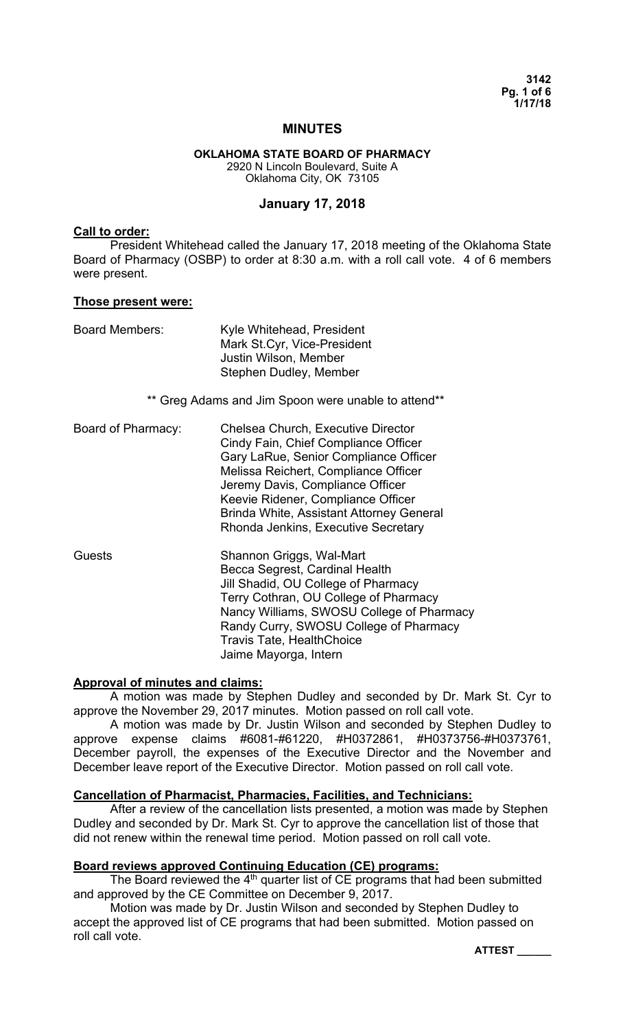# MINUTES

## OKLAHOMA STATE BOARD OF PHARMACY

2920 N Lincoln Boulevard, Suite A
Oklahoma City, OK 73105

## January 17, 2018

**Call to order:**

President Whitehead called the January 17, 2018 meeting of the Oklahoma State Board of Pharmacy (OSBP) to order at 8:30 a.m. with a roll call vote. 4 of 6 members were present.

**Those present were:**

Board Members:
- Kyle Whitehead, President
- Mark St.Cyr, Vice-President
- Justin Wilson, Member
- Stephen Dudley, Member

** Greg Adams and Jim Spoon were unable to attend**

Board of Pharmacy:
- Chelsea Church, Executive Director
- Cindy Fain, Chief Compliance Officer
- Gary LaRue, Senior Compliance Officer
- Melissa Reichert, Compliance Officer
- Jeremy Davis, Compliance Officer
- Keevie Ridener, Compliance Officer
- Brinda White, Assistant Attorney General
- Rhonda Jenkins, Executive Secretary

Guests
- Shannon Griggs, Wal-Mart
- Becca Segrest, Cardinal Health
- Jill Shadid, OU College of Pharmacy
- Terry Cothran, OU College of Pharmacy
- Nancy Williams, SWOSU College of Pharmacy
- Randy Curry, SWOSU College of Pharmacy
- Travis Tate, HealthChoice
- Jaime Mayorga, Intern

**Approval of minutes and claims:**

A motion was made by Stephen Dudley and seconded by Dr. Mark St. Cyr to approve the November 29, 2017 minutes. Motion passed on roll call vote.

A motion was made by Dr. Justin Wilson and seconded by Stephen Dudley to approve expense claims #6081-#61220, #H0372861, #H0373756-#H0373761, December payroll, the expenses of the Executive Director and the November and December leave report of the Executive Director. Motion passed on roll call vote.

**Cancellation of Pharmacist, Pharmacies, Facilities, and Technicians:**

After a review of the cancellation lists presented, a motion was made by Stephen Dudley and seconded by Dr. Mark St. Cyr to approve the cancellation list of those that did not renew within the renewal time period. Motion passed on roll call vote.

**Board reviews approved Continuing Education (CE) programs:**

The Board reviewed the 4th quarter list of CE programs that had been submitted and approved by the CE Committee on December 9, 2017.

Motion was made by Dr. Justin Wilson and seconded by Stephen Dudley to accept the approved list of CE programs that had been submitted. Motion passed on roll call vote.

**ATTEST ______**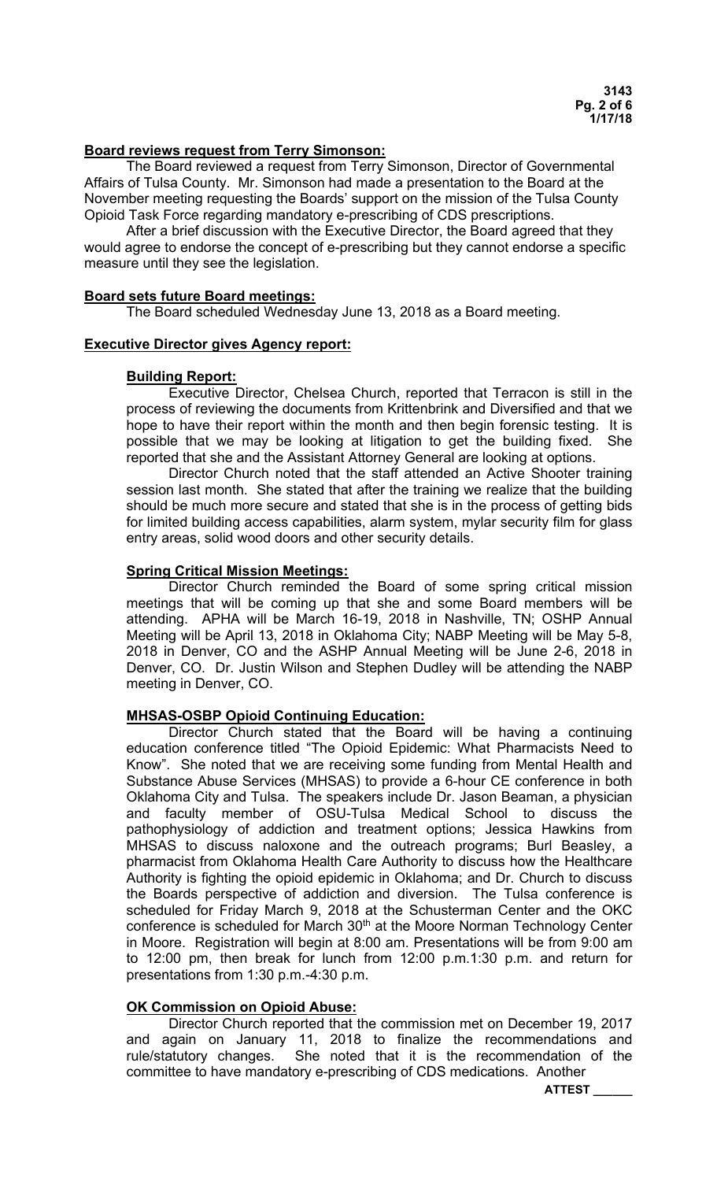**Board reviews request from Terry Simonson:**

The Board reviewed a request from Terry Simonson, Director of Governmental Affairs of Tulsa County. Mr. Simonson had made a presentation to the Board at the November meeting requesting the Boards' support on the mission of the Tulsa County Opioid Task Force regarding mandatory e-prescribing of CDS prescriptions.

After a brief discussion with the Executive Director, the Board agreed that they would agree to endorse the concept of e-prescribing but they cannot endorse a specific measure until they see the legislation.

**Board sets future Board meetings:**

The Board scheduled Wednesday June 13, 2018 as a Board meeting.

**Executive Director gives Agency report:**

**Building Report:**

Executive Director, Chelsea Church, reported that Terracon is still in the process of reviewing the documents from Krittenbrink and Diversified and that we hope to have their report within the month and then begin forensic testing. It is possible that we may be looking at litigation to get the building fixed. She reported that she and the Assistant Attorney General are looking at options.

Director Church noted that the staff attended an Active Shooter training session last month. She stated that after the training we realize that the building should be much more secure and stated that she is in the process of getting bids for limited building access capabilities, alarm system, mylar security film for glass entry areas, solid wood doors and other security details.

**Spring Critical Mission Meetings:**

Director Church reminded the Board of some spring critical mission meetings that will be coming up that she and some Board members will be attending. APHA will be March 16-19, 2018 in Nashville, TN; OSHP Annual Meeting will be April 13, 2018 in Oklahoma City; NABP Meeting will be May 5-8, 2018 in Denver, CO and the ASHP Annual Meeting will be June 2-6, 2018 in Denver, CO. Dr. Justin Wilson and Stephen Dudley will be attending the NABP meeting in Denver, CO.

**MHSAS-OSBP Opioid Continuing Education:**

Director Church stated that the Board will be having a continuing education conference titled "The Opioid Epidemic: What Pharmacists Need to Know". She noted that we are receiving some funding from Mental Health and Substance Abuse Services (MHSAS) to provide a 6-hour CE conference in both Oklahoma City and Tulsa. The speakers include Dr. Jason Beaman, a physician and faculty member of OSU-Tulsa Medical School to discuss the pathophysiology of addiction and treatment options; Jessica Hawkins from MHSAS to discuss naloxone and the outreach programs; Burl Beasley, a pharmacist from Oklahoma Health Care Authority to discuss how the Healthcare Authority is fighting the opioid epidemic in Oklahoma; and Dr. Church to discuss the Boards perspective of addiction and diversion. The Tulsa conference is scheduled for Friday March 9, 2018 at the Schusterman Center and the OKC conference is scheduled for March 30th at the Moore Norman Technology Center in Moore. Registration will begin at 8:00 am. Presentations will be from 9:00 am to 12:00 pm, then break for lunch from 12:00 p.m.1:30 p.m. and return for presentations from 1:30 p.m.-4:30 p.m.

**OK Commission on Opioid Abuse:**

Director Church reported that the commission met on December 19, 2017 and again on January 11, 2018 to finalize the recommendations and rule/statutory changes. She noted that it is the recommendation of the committee to have mandatory e-prescribing of CDS medications. Another

**ATTEST \_\_\_\_\_\_**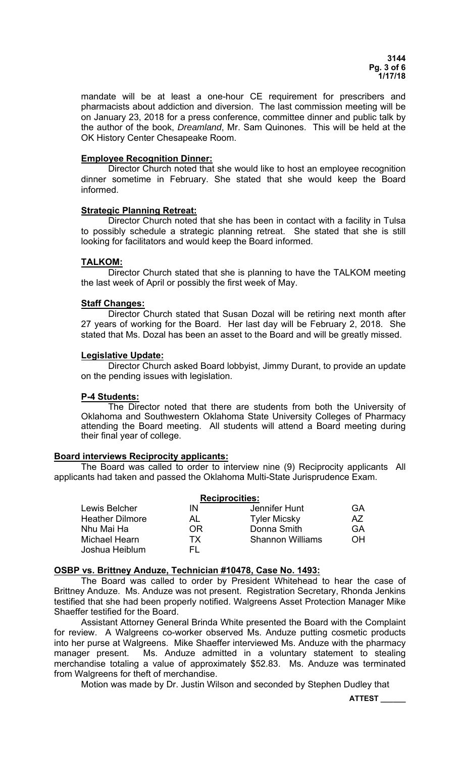mandate will be at least a one-hour CE requirement for prescribers and pharmacists about addiction and diversion. The last commission meeting will be on January 23, 2018 for a press conference, committee dinner and public talk by the author of the book, *Dreamland*, Mr. Sam Quinones. This will be held at the OK History Center Chesapeake Room.

**Employee Recognition Dinner:**

Director Church noted that she would like to host an employee recognition dinner sometime in February. She stated that she would keep the Board informed.

**Strategic Planning Retreat:**

Director Church noted that she has been in contact with a facility in Tulsa to possibly schedule a strategic planning retreat. She stated that she is still looking for facilitators and would keep the Board informed.

**TALKOM:**

Director Church stated that she is planning to have the TALKOM meeting the last week of April or possibly the first week of May.

**Staff Changes:**

Director Church stated that Susan Dozal will be retiring next month after 27 years of working for the Board. Her last day will be February 2, 2018. She stated that Ms. Dozal has been an asset to the Board and will be greatly missed.

**Legislative Update:**

Director Church asked Board lobbyist, Jimmy Durant, to provide an update on the pending issues with legislation.

**P-4 Students:**

The Director noted that there are students from both the University of Oklahoma and Southwestern Oklahoma State University Colleges of Pharmacy attending the Board meeting. All students will attend a Board meeting during their final year of college.

**Board interviews Reciprocity applicants:**

The Board was called to order to interview nine (9) Reciprocity applicants All applicants had taken and passed the Oklahoma Multi-State Jurisprudence Exam.

**Reciprocities:**

| | | | |
|---|---|---|---|
| Lewis Belcher | IN | Jennifer Hunt | GA |
| Heather Dilmore | AL | Tyler Micsky | AZ |
| Nhu Mai Ha | OR | Donna Smith | GA |
| Michael Hearn | TX | Shannon Williams | OH |
| Joshua Heiblum | FL | | |

**OSBP vs. Brittney Anduze, Technician #10478, Case No. 1493:**

The Board was called to order by President Whitehead to hear the case of Brittney Anduze. Ms. Anduze was not present. Registration Secretary, Rhonda Jenkins testified that she had been properly notified. Walgreens Asset Protection Manager Mike Shaeffer testified for the Board.

Assistant Attorney General Brinda White presented the Board with the Complaint for review. A Walgreens co-worker observed Ms. Anduze putting cosmetic products into her purse at Walgreens. Mike Shaeffer interviewed Ms. Anduze with the pharmacy manager present. Ms. Anduze admitted in a voluntary statement to stealing merchandise totaling a value of approximately \$52.83. Ms. Anduze was terminated from Walgreens for theft of merchandise.

Motion was made by Dr. Justin Wilson and seconded by Stephen Dudley that

**ATTEST \_\_\_\_\_\_**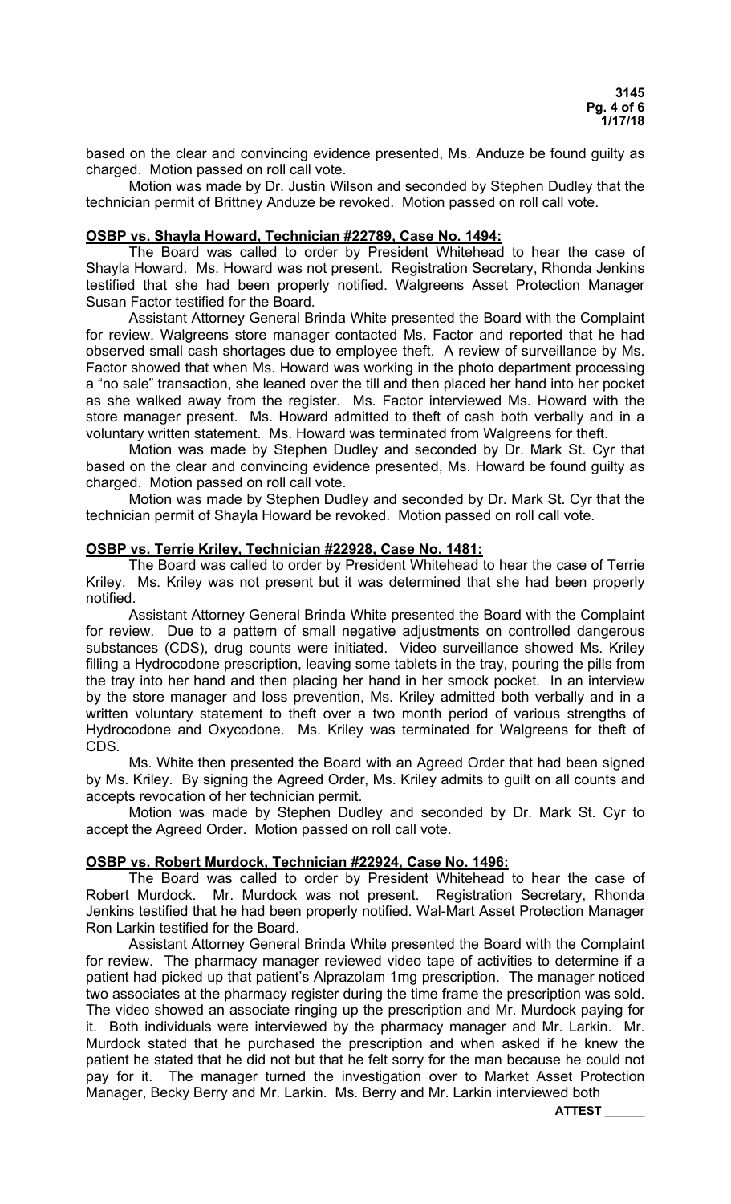based on the clear and convincing evidence presented, Ms. Anduze be found guilty as charged. Motion passed on roll call vote.

Motion was made by Dr. Justin Wilson and seconded by Stephen Dudley that the technician permit of Brittney Anduze be revoked. Motion passed on roll call vote.

**OSBP vs. Shayla Howard, Technician #22789, Case No. 1494:**

The Board was called to order by President Whitehead to hear the case of Shayla Howard. Ms. Howard was not present. Registration Secretary, Rhonda Jenkins testified that she had been properly notified. Walgreens Asset Protection Manager Susan Factor testified for the Board.

Assistant Attorney General Brinda White presented the Board with the Complaint for review. Walgreens store manager contacted Ms. Factor and reported that he had observed small cash shortages due to employee theft. A review of surveillance by Ms. Factor showed that when Ms. Howard was working in the photo department processing a "no sale" transaction, she leaned over the till and then placed her hand into her pocket as she walked away from the register. Ms. Factor interviewed Ms. Howard with the store manager present. Ms. Howard admitted to theft of cash both verbally and in a voluntary written statement. Ms. Howard was terminated from Walgreens for theft.

Motion was made by Stephen Dudley and seconded by Dr. Mark St. Cyr that based on the clear and convincing evidence presented, Ms. Howard be found guilty as charged. Motion passed on roll call vote.

Motion was made by Stephen Dudley and seconded by Dr. Mark St. Cyr that the technician permit of Shayla Howard be revoked. Motion passed on roll call vote.

**OSBP vs. Terrie Kriley, Technician #22928, Case No. 1481:**

The Board was called to order by President Whitehead to hear the case of Terrie Kriley. Ms. Kriley was not present but it was determined that she had been properly notified.

Assistant Attorney General Brinda White presented the Board with the Complaint for review. Due to a pattern of small negative adjustments on controlled dangerous substances (CDS), drug counts were initiated. Video surveillance showed Ms. Kriley filling a Hydrocodone prescription, leaving some tablets in the tray, pouring the pills from the tray into her hand and then placing her hand in her smock pocket. In an interview by the store manager and loss prevention, Ms. Kriley admitted both verbally and in a written voluntary statement to theft over a two month period of various strengths of Hydrocodone and Oxycodone. Ms. Kriley was terminated for Walgreens for theft of CDS.

Ms. White then presented the Board with an Agreed Order that had been signed by Ms. Kriley. By signing the Agreed Order, Ms. Kriley admits to guilt on all counts and accepts revocation of her technician permit.

Motion was made by Stephen Dudley and seconded by Dr. Mark St. Cyr to accept the Agreed Order. Motion passed on roll call vote.

**OSBP vs. Robert Murdock, Technician #22924, Case No. 1496:**

The Board was called to order by President Whitehead to hear the case of Robert Murdock. Mr. Murdock was not present. Registration Secretary, Rhonda Jenkins testified that he had been properly notified. Wal-Mart Asset Protection Manager Ron Larkin testified for the Board.

Assistant Attorney General Brinda White presented the Board with the Complaint for review. The pharmacy manager reviewed video tape of activities to determine if a patient had picked up that patient's Alprazolam 1mg prescription. The manager noticed two associates at the pharmacy register during the time frame the prescription was sold. The video showed an associate ringing up the prescription and Mr. Murdock paying for it. Both individuals were interviewed by the pharmacy manager and Mr. Larkin. Mr. Murdock stated that he purchased the prescription and when asked if he knew the patient he stated that he did not but that he felt sorry for the man because he could not pay for it. The manager turned the investigation over to Market Asset Protection Manager, Becky Berry and Mr. Larkin. Ms. Berry and Mr. Larkin interviewed both

**ATTEST ______**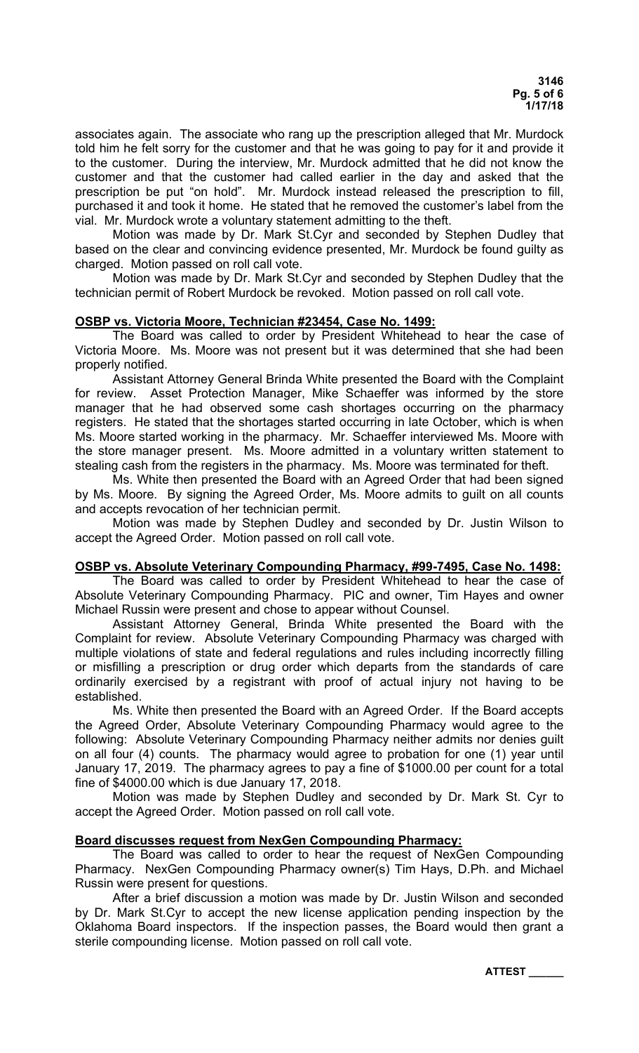associates again. The associate who rang up the prescription alleged that Mr. Murdock told him he felt sorry for the customer and that he was going to pay for it and provide it to the customer. During the interview, Mr. Murdock admitted that he did not know the customer and that the customer had called earlier in the day and asked that the prescription be put "on hold". Mr. Murdock instead released the prescription to fill, purchased it and took it home. He stated that he removed the customer's label from the vial. Mr. Murdock wrote a voluntary statement admitting to the theft.

Motion was made by Dr. Mark St.Cyr and seconded by Stephen Dudley that based on the clear and convincing evidence presented, Mr. Murdock be found guilty as charged. Motion passed on roll call vote.

Motion was made by Dr. Mark St.Cyr and seconded by Stephen Dudley that the technician permit of Robert Murdock be revoked. Motion passed on roll call vote.

**OSBP vs. Victoria Moore, Technician #23454, Case No. 1499:**

The Board was called to order by President Whitehead to hear the case of Victoria Moore. Ms. Moore was not present but it was determined that she had been properly notified.

Assistant Attorney General Brinda White presented the Board with the Complaint for review. Asset Protection Manager, Mike Schaeffer was informed by the store manager that he had observed some cash shortages occurring on the pharmacy registers. He stated that the shortages started occurring in late October, which is when Ms. Moore started working in the pharmacy. Mr. Schaeffer interviewed Ms. Moore with the store manager present. Ms. Moore admitted in a voluntary written statement to stealing cash from the registers in the pharmacy. Ms. Moore was terminated for theft.

Ms. White then presented the Board with an Agreed Order that had been signed by Ms. Moore. By signing the Agreed Order, Ms. Moore admits to guilt on all counts and accepts revocation of her technician permit.

Motion was made by Stephen Dudley and seconded by Dr. Justin Wilson to accept the Agreed Order. Motion passed on roll call vote.

**OSBP vs. Absolute Veterinary Compounding Pharmacy, #99-7495, Case No. 1498:**

The Board was called to order by President Whitehead to hear the case of Absolute Veterinary Compounding Pharmacy. PIC and owner, Tim Hayes and owner Michael Russin were present and chose to appear without Counsel.

Assistant Attorney General, Brinda White presented the Board with the Complaint for review. Absolute Veterinary Compounding Pharmacy was charged with multiple violations of state and federal regulations and rules including incorrectly filling or misfilling a prescription or drug order which departs from the standards of care ordinarily exercised by a registrant with proof of actual injury not having to be established.

Ms. White then presented the Board with an Agreed Order. If the Board accepts the Agreed Order, Absolute Veterinary Compounding Pharmacy would agree to the following: Absolute Veterinary Compounding Pharmacy neither admits nor denies guilt on all four (4) counts. The pharmacy would agree to probation for one (1) year until January 17, 2019. The pharmacy agrees to pay a fine of $1000.00 per count for a total fine of $4000.00 which is due January 17, 2018.

Motion was made by Stephen Dudley and seconded by Dr. Mark St. Cyr to accept the Agreed Order. Motion passed on roll call vote.

**Board discusses request from NexGen Compounding Pharmacy:**

The Board was called to order to hear the request of NexGen Compounding Pharmacy. NexGen Compounding Pharmacy owner(s) Tim Hays, D.Ph. and Michael Russin were present for questions.

After a brief discussion a motion was made by Dr. Justin Wilson and seconded by Dr. Mark St.Cyr to accept the new license application pending inspection by the Oklahoma Board inspectors. If the inspection passes, the Board would then grant a sterile compounding license. Motion passed on roll call vote.

**ATTEST \_\_\_\_\_\_**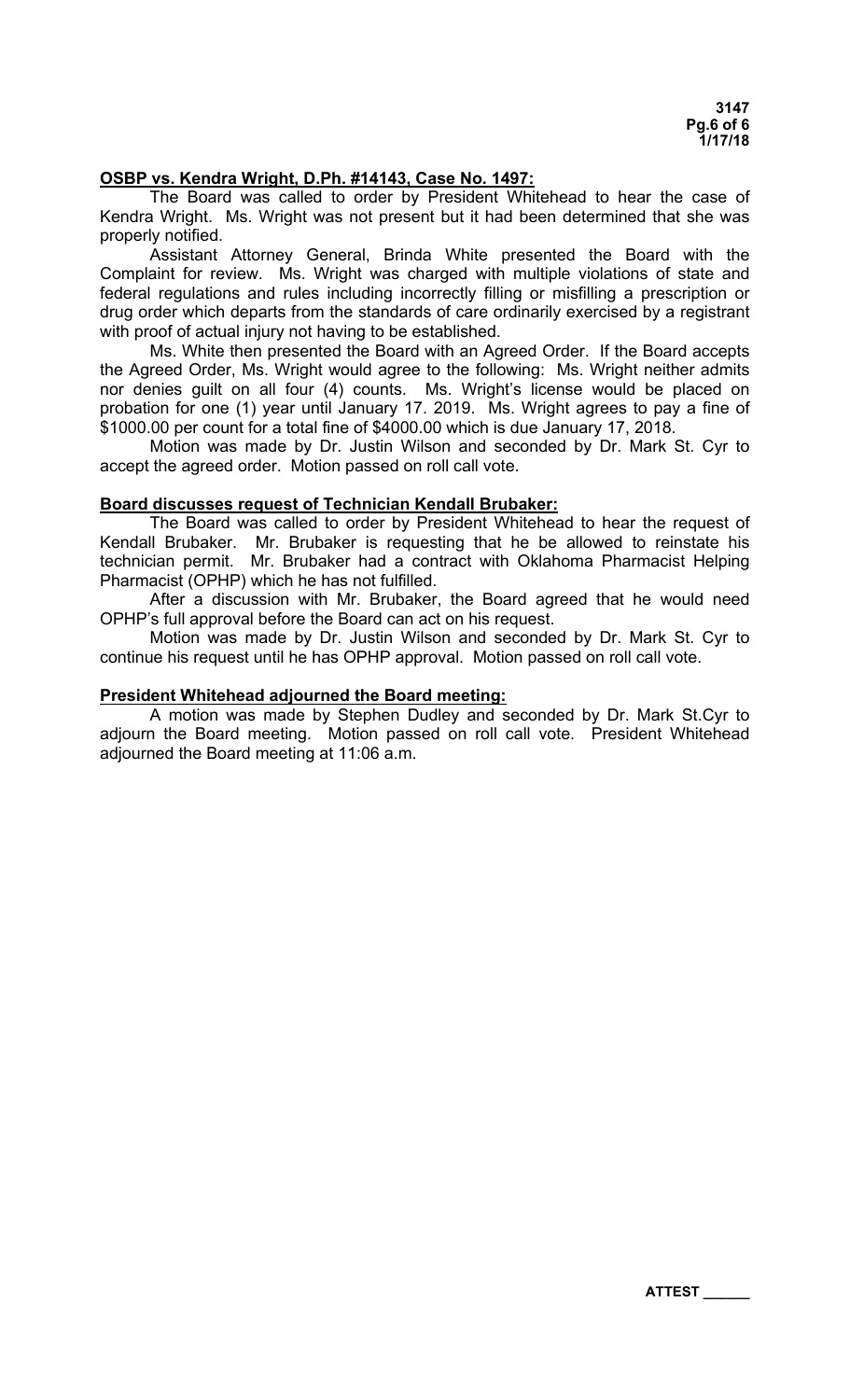**OSBP vs. Kendra Wright, D.Ph. #14143, Case No. 1497:**

The Board was called to order by President Whitehead to hear the case of Kendra Wright. Ms. Wright was not present but it had been determined that she was properly notified.

Assistant Attorney General, Brinda White presented the Board with the Complaint for review. Ms. Wright was charged with multiple violations of state and federal regulations and rules including incorrectly filling or misfilling a prescription or drug order which departs from the standards of care ordinarily exercised by a registrant with proof of actual injury not having to be established.

Ms. White then presented the Board with an Agreed Order. If the Board accepts the Agreed Order, Ms. Wright would agree to the following: Ms. Wright neither admits nor denies guilt on all four (4) counts. Ms. Wright's license would be placed on probation for one (1) year until January 17. 2019. Ms. Wright agrees to pay a fine of $1000.00 per count for a total fine of $4000.00 which is due January 17, 2018.

Motion was made by Dr. Justin Wilson and seconded by Dr. Mark St. Cyr to accept the agreed order. Motion passed on roll call vote.

**Board discusses request of Technician Kendall Brubaker:**

The Board was called to order by President Whitehead to hear the request of Kendall Brubaker. Mr. Brubaker is requesting that he be allowed to reinstate his technician permit. Mr. Brubaker had a contract with Oklahoma Pharmacist Helping Pharmacist (OPHP) which he has not fulfilled.

After a discussion with Mr. Brubaker, the Board agreed that he would need OPHP's full approval before the Board can act on his request.

Motion was made by Dr. Justin Wilson and seconded by Dr. Mark St. Cyr to continue his request until he has OPHP approval. Motion passed on roll call vote.

**President Whitehead adjourned the Board meeting:**

A motion was made by Stephen Dudley and seconded by Dr. Mark St.Cyr to adjourn the Board meeting. Motion passed on roll call vote. President Whitehead adjourned the Board meeting at 11:06 a.m.

**ATTEST \_\_\_\_\_\_**